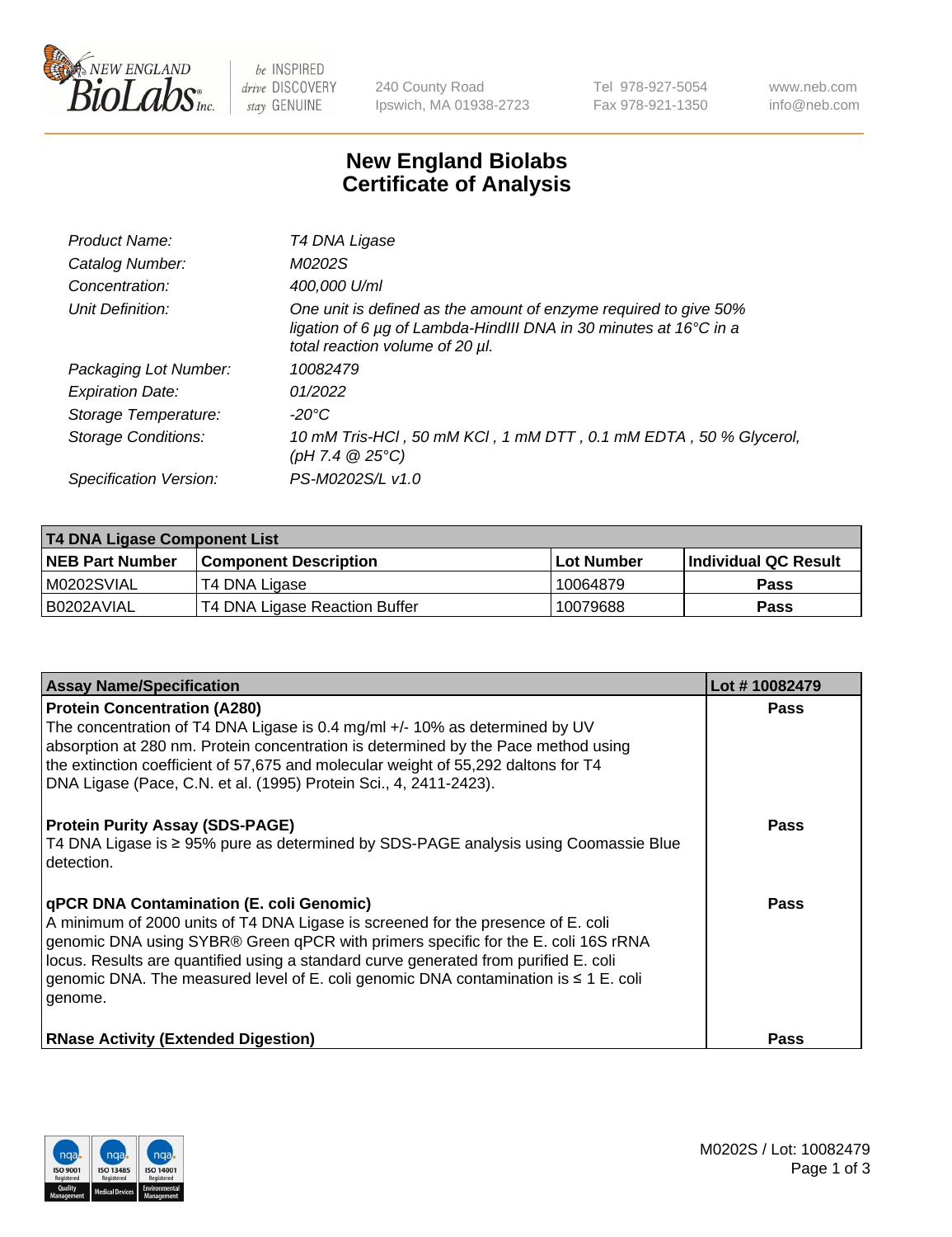# New England Biolabs Certificate of Analysis

| | |
|---|---|
| *Product Name:* | *T4 DNA Ligase* |
| *Catalog Number:* | *M0202S* |
| *Concentration:* | *400,000 U/ml* |
| *Unit Definition:* | *One unit is defined as the amount of enzyme required to give 50% ligation of 6 µg of Lambda-HindIII DNA in 30 minutes at 16°C in a total reaction volume of 20 µl.* |
| *Packaging Lot Number:* | *10082479* |
| *Expiration Date:* | *01/2022* |
| *Storage Temperature:* | *-20°C* |
| *Storage Conditions:* | *10 mM Tris-HCl , 50 mM KCl , 1 mM DTT , 0.1 mM EDTA , 50 % Glycerol, (pH 7.4 @ 25°C)* |
| *Specification Version:* | *PS-M0202S/L v1.0* |

**T4 DNA Ligase Component List**

| NEB Part Number | Component Description | Lot Number | Individual QC Result |
|---|---|---|---|
| M0202SVIAL | T4 DNA Ligase | 10064879 | Pass |
| B0202AVIAL | T4 DNA Ligase Reaction Buffer | 10079688 | Pass |

| Assay Name/Specification | Lot # 10082479 |
|---|---|
| **Protein Concentration (A280)**<br>The concentration of T4 DNA Ligase is 0.4 mg/ml +/- 10% as determined by UV absorption at 280 nm. Protein concentration is determined by the Pace method using the extinction coefficient of 57,675 and molecular weight of 55,292 daltons for T4 DNA Ligase (Pace, C.N. et al. (1995) Protein Sci., 4, 2411-2423). | Pass |
| **Protein Purity Assay (SDS-PAGE)**<br>T4 DNA Ligase is ≥ 95% pure as determined by SDS-PAGE analysis using Coomassie Blue detection. | Pass |
| **qPCR DNA Contamination (E. coli Genomic)**<br>A minimum of 2000 units of T4 DNA Ligase is screened for the presence of E. coli genomic DNA using SYBR® Green qPCR with primers specific for the E. coli 16S rRNA locus. Results are quantified using a standard curve generated from purified E. coli genomic DNA. The measured level of E. coli genomic DNA contamination is ≤ 1 E. coli genome. | Pass |
| **RNase Activity (Extended Digestion)** | Pass |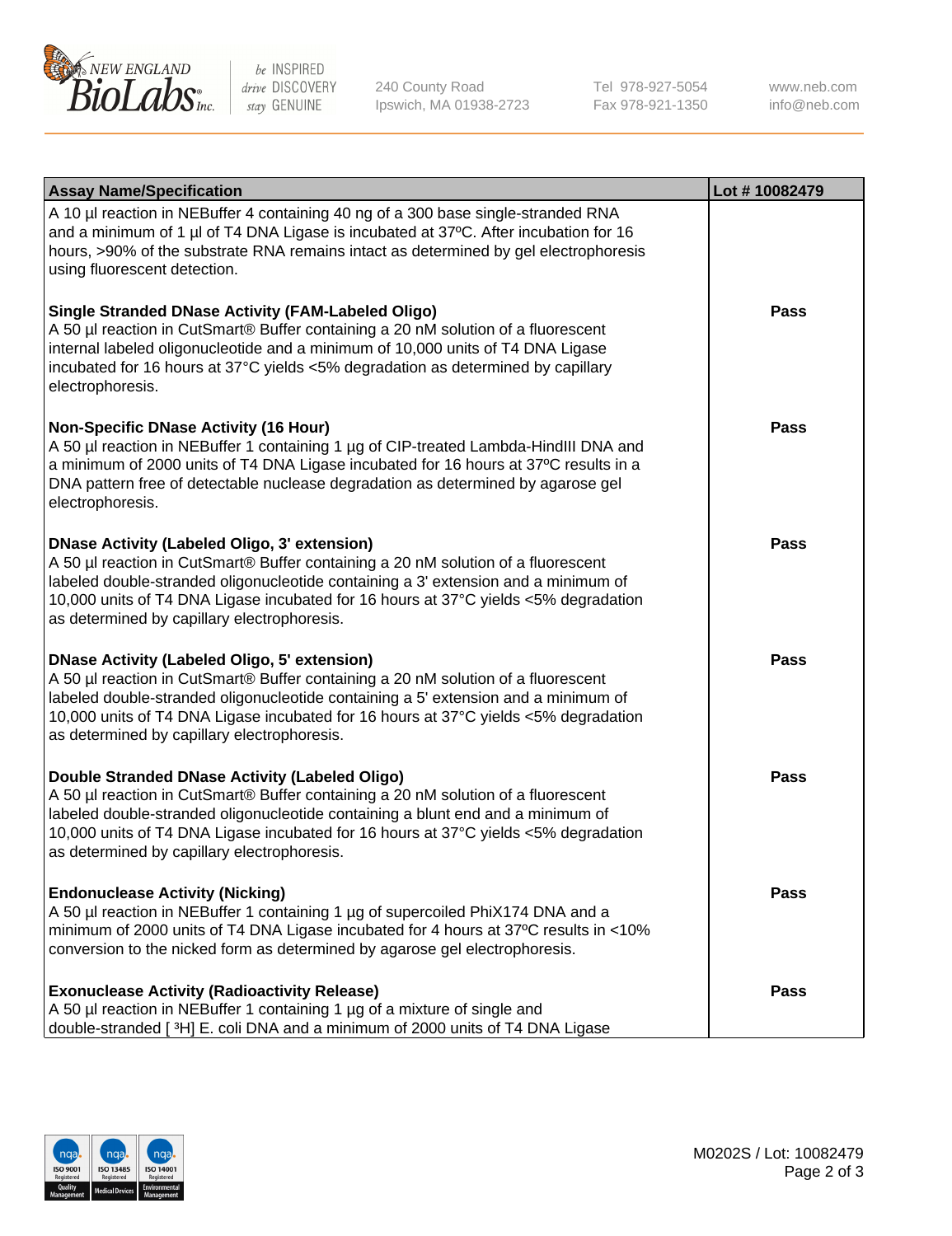| Assay Name/Specification | Lot # 10082479 |
| --- | --- |
| A 10 µl reaction in NEBuffer 4 containing 40 ng of a 300 base single-stranded RNA and a minimum of 1 µl of T4 DNA Ligase is incubated at 37ºC. After incubation for 16 hours, >90% of the substrate RNA remains intact as determined by gel electrophoresis using fluorescent detection. | |
| **Single Stranded DNase Activity (FAM-Labeled Oligo)** A 50 µl reaction in CutSmart® Buffer containing a 20 nM solution of a fluorescent internal labeled oligonucleotide and a minimum of 10,000 units of T4 DNA Ligase incubated for 16 hours at 37°C yields <5% degradation as determined by capillary electrophoresis. | **Pass** |
| **Non-Specific DNase Activity (16 Hour)** A 50 µl reaction in NEBuffer 1 containing 1 µg of CIP-treated Lambda-HindIII DNA and a minimum of 2000 units of T4 DNA Ligase incubated for 16 hours at 37ºC results in a DNA pattern free of detectable nuclease degradation as determined by agarose gel electrophoresis. | **Pass** |
| **DNase Activity (Labeled Oligo, 3' extension)** A 50 µl reaction in CutSmart® Buffer containing a 20 nM solution of a fluorescent labeled double-stranded oligonucleotide containing a 3' extension and a minimum of 10,000 units of T4 DNA Ligase incubated for 16 hours at 37°C yields <5% degradation as determined by capillary electrophoresis. | **Pass** |
| **DNase Activity (Labeled Oligo, 5' extension)** A 50 µl reaction in CutSmart® Buffer containing a 20 nM solution of a fluorescent labeled double-stranded oligonucleotide containing a 5' extension and a minimum of 10,000 units of T4 DNA Ligase incubated for 16 hours at 37°C yields <5% degradation as determined by capillary electrophoresis. | **Pass** |
| **Double Stranded DNase Activity (Labeled Oligo)** A 50 µl reaction in CutSmart® Buffer containing a 20 nM solution of a fluorescent labeled double-stranded oligonucleotide containing a blunt end and a minimum of 10,000 units of T4 DNA Ligase incubated for 16 hours at 37°C yields <5% degradation as determined by capillary electrophoresis. | **Pass** |
| **Endonuclease Activity (Nicking)** A 50 µl reaction in NEBuffer 1 containing 1 µg of supercoiled PhiX174 DNA and a minimum of 2000 units of T4 DNA Ligase incubated for 4 hours at 37ºC results in <10% conversion to the nicked form as determined by agarose gel electrophoresis. | **Pass** |
| **Exonuclease Activity (Radioactivity Release)** A 50 µl reaction in NEBuffer 1 containing 1 µg of a mixture of single and double-stranded [ $^{3}$H] E. coli DNA and a minimum of 2000 units of T4 DNA Ligase | **Pass** |

M0202S / Lot: 10082479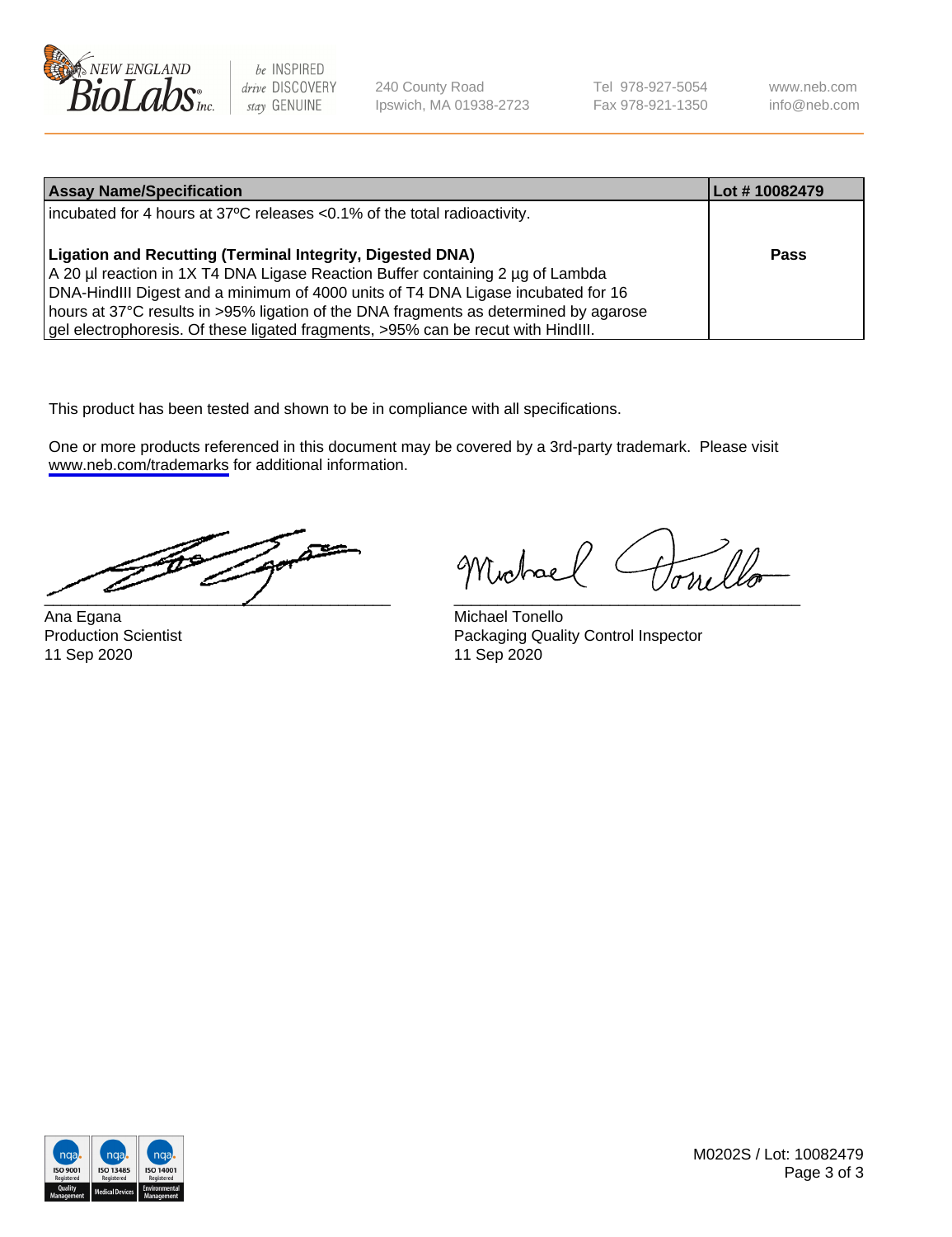| Assay Name/Specification | Lot # 10082479 |
| --- | --- |
| incubated for 4 hours at 37ºC releases <0.1% of the total radioactivity. | |
| **Ligation and Recutting (Terminal Integrity, Digested DNA)** A 20 µl reaction in 1X T4 DNA Ligase Reaction Buffer containing 2 µg of Lambda DNA-HindIII Digest and a minimum of 4000 units of T4 DNA Ligase incubated for 16 hours at 37°C results in >95% ligation of the DNA fragments as determined by agarose gel electrophoresis. Of these ligated fragments, >95% can be recut with HindIII. | **Pass** |

This product has been tested and shown to be in compliance with all specifications.

One or more products referenced in this document may be covered by a 3rd-party trademark. Please visit www.neb.com/trademarks for additional information.

Ana Egana
Production Scientist
11 Sep 2020

Michael Tonello
Packaging Quality Control Inspector
11 Sep 2020

M0202S / Lot: 10082479